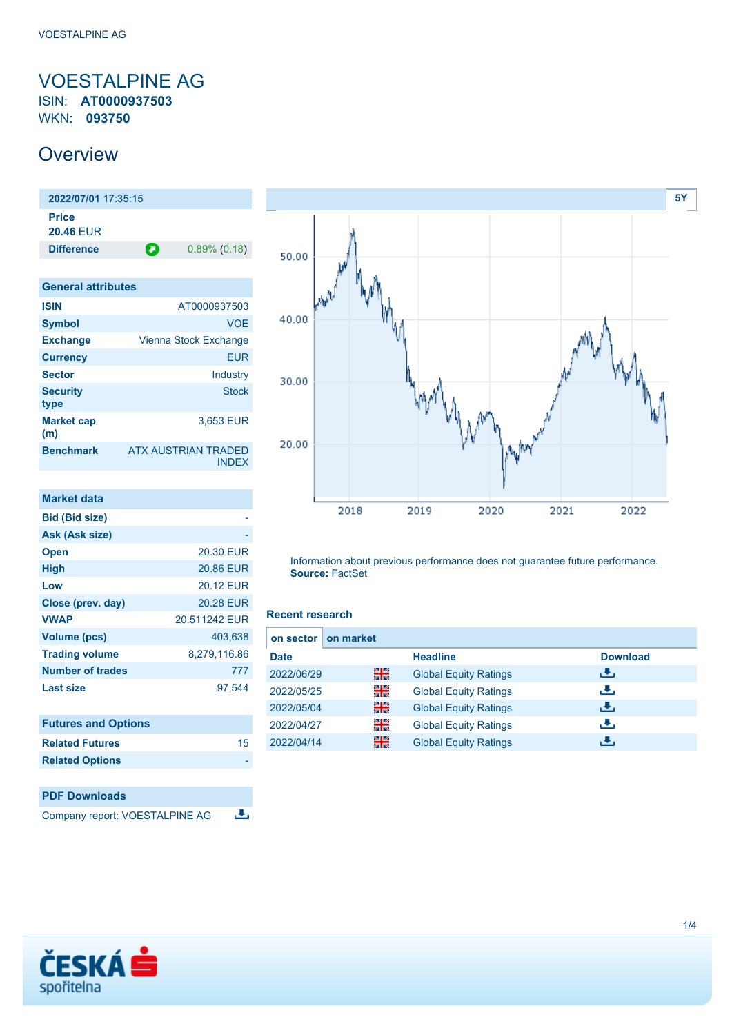# VOESTALPINE AG

ISIN: **AT0000937503**
WKN: **093750**

## Overview

**2022/07/01** 17:35:15

**Price**
**20.46** EUR

**Difference** 0.89% (0.18)

| General attributes | |
|---|---|
| ISIN | AT0000937503 |
| Symbol | VOE |
| Exchange | Vienna Stock Exchange |
| Currency | EUR |
| Sector | Industry |
| Security type | Stock |
| Market cap (m) | 3,653 EUR |
| Benchmark | ATX AUSTRIAN TRADED INDEX |

| Market data | |
|---|---|
| Bid (Bid size) | - |
| Ask (Ask size) | - |
| Open | 20.30 EUR |
| High | 20.86 EUR |
| Low | 20.12 EUR |
| Close (prev. day) | 20.28 EUR |
| VWAP | 20.511242 EUR |
| Volume (pcs) | 403,638 |
| Trading volume | 8,279,116.86 |
| Number of trades | 777 |
| Last size | 97,544 |

| Futures and Options | |
|---|---|
| Related Futures | 15 |
| Related Options | - |

| PDF Downloads |
|---|
| Company report: VOESTALPINE AG |

5Y

Information about previous performance does not guarantee future performance.
**Source:** FactSet

### Recent research

on sector | on market

| Date | | Headline | Download |
|---|---|---|---|
| 2022/06/29 | | Global Equity Ratings | |
| 2022/05/25 | | Global Equity Ratings | |
| 2022/05/04 | | Global Equity Ratings | |
| 2022/04/27 | | Global Equity Ratings | |
| 2022/04/14 | | Global Equity Ratings | |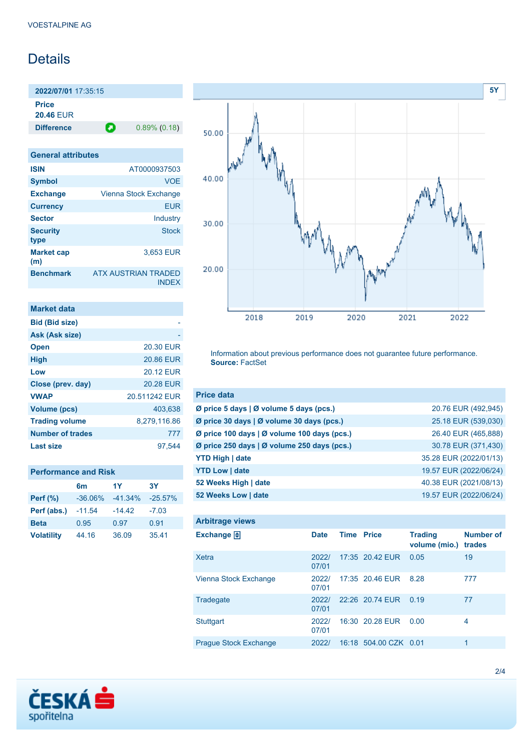VOESTALPINE AG

# Details

| 2022/07/01 17:35:15 | |
|---|---|
| **Price** | |
| **20.46** EUR | |
| **Difference** | 0.89% (0.18) |

| General attributes | |
|---|---|
| **ISIN** | AT0000937503 |
| **Symbol** | VOE |
| **Exchange** | Vienna Stock Exchange |
| **Currency** | EUR |
| **Sector** | Industry |
| **Security type** | Stock |
| **Market cap (m)** | 3,653 EUR |
| **Benchmark** | ATX AUSTRIAN TRADED INDEX |

| Market data | |
|---|---|
| **Bid (Bid size)** | - |
| **Ask (Ask size)** | - |
| **Open** | 20.30 EUR |
| **High** | 20.86 EUR |
| **Low** | 20.12 EUR |
| **Close (prev. day)** | 20.28 EUR |
| **VWAP** | 20.511242 EUR |
| **Volume (pcs)** | 403,638 |
| **Trading volume** | 8,279,116.86 |
| **Number of trades** | 777 |
| **Last size** | 97,544 |

| Performance and Risk | 6m | 1Y | 3Y |
|---|---|---|---|
| **Perf (%)** | -36.06% | -41.34% | -25.57% |
| **Perf (abs.)** | -11.54 | -14.42 | -7.03 |
| **Beta** | 0.95 | 0.97 | 0.91 |
| **Volatility** | 44.16 | 36.09 | 35.41 |

Information about previous performance does not guarantee future performance.
**Source:** FactSet

| Price data | |
|---|---|
| **Ø price 5 days \| Ø volume 5 days (pcs.)** | 20.76 EUR (492,945) |
| **Ø price 30 days \| Ø volume 30 days (pcs.)** | 25.18 EUR (539,030) |
| **Ø price 100 days \| Ø volume 100 days (pcs.)** | 26.40 EUR (465,888) |
| **Ø price 250 days \| Ø volume 250 days (pcs.)** | 30.78 EUR (371,430) |
| **YTD High \| date** | 35.28 EUR (2022/01/13) |
| **YTD Low \| date** | 19.57 EUR (2022/06/24) |
| **52 Weeks High \| date** | 40.38 EUR (2021/08/13) |
| **52 Weeks Low \| date** | 19.57 EUR (2022/06/24) |

**Arbitrage views**

| Exchange | Date | Time | Price | Trading volume (mio.) | Number of trades |
|---|---|---|---|---|---|
| Xetra | 2022/07/01 | 17:35 | 20.42 EUR | 0.05 | 19 |
| Vienna Stock Exchange | 2022/07/01 | 17:35 | 20.46 EUR | 8.28 | 777 |
| Tradegate | 2022/07/01 | 22:26 | 20.74 EUR | 0.19 | 77 |
| Stuttgart | 2022/07/01 | 16:30 | 20.28 EUR | 0.00 | 4 |
| Prague Stock Exchange | 2022/ | 16:18 | 504.00 CZK | 0.01 | 1 |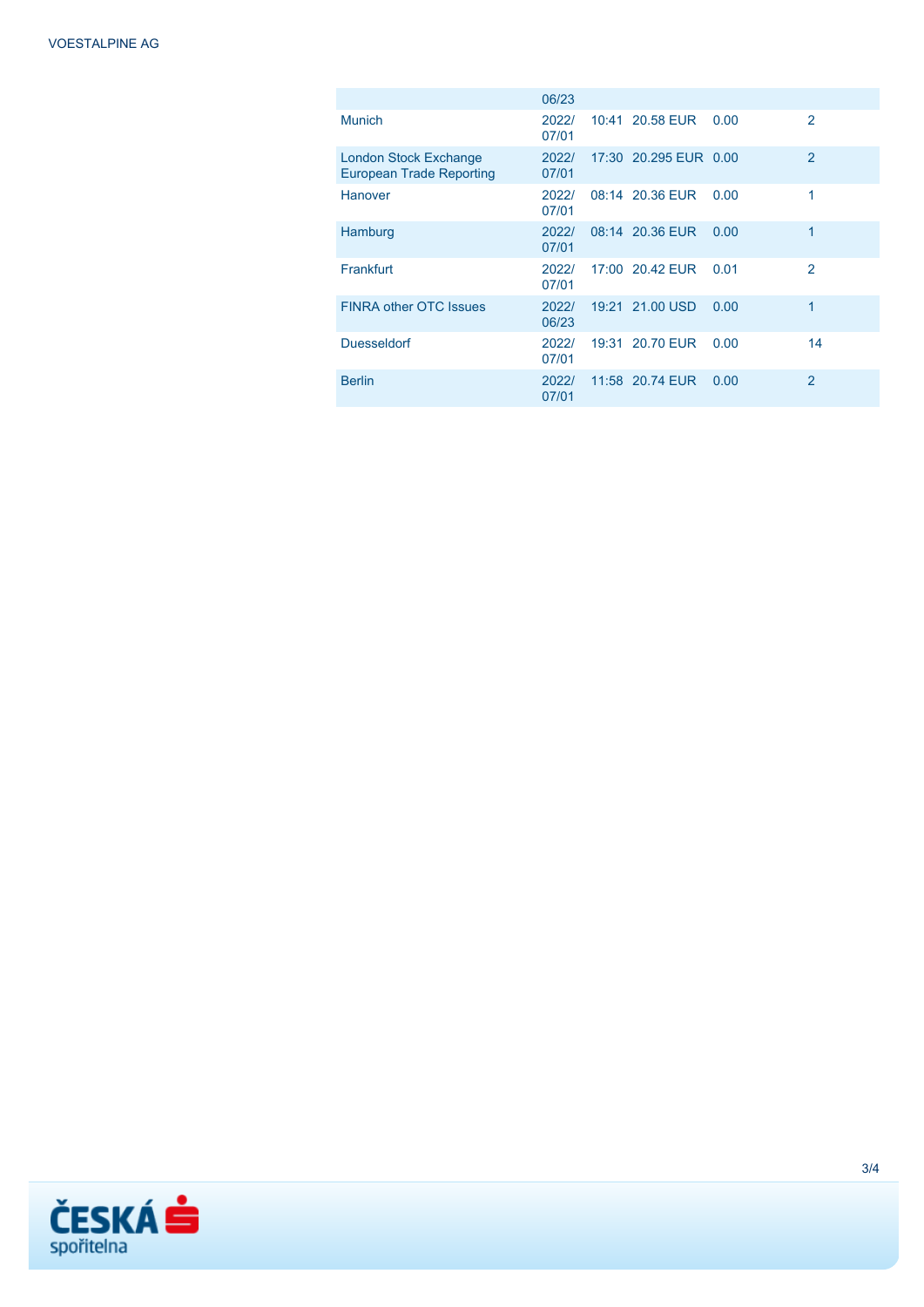| | | | | | |
|---|---|---|---|---|---|
| | 06/23 | | | | |
| Munich | 2022/ 07/01 | 10:41 | 20.58 EUR | 0.00 | 2 |
| London Stock Exchange European Trade Reporting | 2022/ 07/01 | 17:30 | 20.295 EUR | 0.00 | 2 |
| Hanover | 2022/ 07/01 | 08:14 | 20.36 EUR | 0.00 | 1 |
| Hamburg | 2022/ 07/01 | 08:14 | 20.36 EUR | 0.00 | 1 |
| Frankfurt | 2022/ 07/01 | 17:00 | 20.42 EUR | 0.01 | 2 |
| FINRA other OTC Issues | 2022/ 06/23 | 19:21 | 21.00 USD | 0.00 | 1 |
| Duesseldorf | 2022/ 07/01 | 19:31 | 20.70 EUR | 0.00 | 14 |
| Berlin | 2022/ 07/01 | 11:58 | 20.74 EUR | 0.00 | 2 |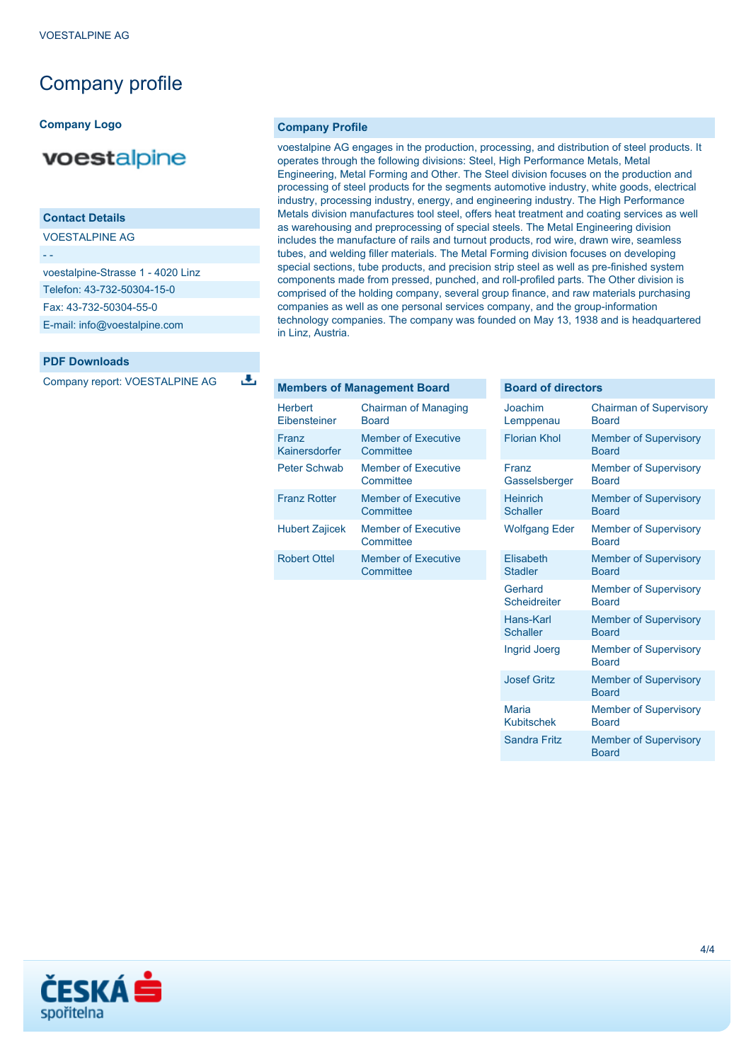# Company profile

### Company Logo

voestalpine

### Contact Details

VOESTALPINE AG

- -

voestalpine-Strasse 1 - 4020 Linz

Telefon: 43-732-50304-15-0

Fax: 43-732-50304-55-0

E-mail: info@voestalpine.com

### PDF Downloads

Company report: VOESTALPINE AG

### Company Profile

voestalpine AG engages in the production, processing, and distribution of steel products. It operates through the following divisions: Steel, High Performance Metals, Metal Engineering, Metal Forming and Other. The Steel division focuses on the production and processing of steel products for the segments automotive industry, white goods, electrical industry, processing industry, energy, and engineering industry. The High Performance Metals division manufactures tool steel, offers heat treatment and coating services as well as warehousing and preprocessing of special steels. The Metal Engineering division includes the manufacture of rails and turnout products, rod wire, drawn wire, seamless tubes, and welding filler materials. The Metal Forming division focuses on developing special sections, tube products, and precision strip steel as well as pre-finished system components made from pressed, punched, and roll-profiled parts. The Other division is comprised of the holding company, several group finance, and raw materials purchasing companies as well as one personal services company, and the group-information technology companies. The company was founded on May 13, 1938 and is headquartered in Linz, Austria.

### Members of Management Board

| | |
|---|---|
| Herbert Eibensteiner | Chairman of Managing Board |
| Franz Kainersdorfer | Member of Executive Committee |
| Peter Schwab | Member of Executive Committee |
| Franz Rotter | Member of Executive Committee |
| Hubert Zajicek | Member of Executive Committee |
| Robert Ottel | Member of Executive Committee |

### Board of directors

| | |
|---|---|
| Joachim Lemppenau | Chairman of Supervisory Board |
| Florian Khol | Member of Supervisory Board |
| Franz Gasselsberger | Member of Supervisory Board |
| Heinrich Schaller | Member of Supervisory Board |
| Wolfgang Eder | Member of Supervisory Board |
| Elisabeth Stadler | Member of Supervisory Board |
| Gerhard Scheidreiter | Member of Supervisory Board |
| Hans-Karl Schaller | Member of Supervisory Board |
| Ingrid Joerg | Member of Supervisory Board |
| Josef Gritz | Member of Supervisory Board |
| Maria Kubitschek | Member of Supervisory Board |
| Sandra Fritz | Member of Supervisory Board |